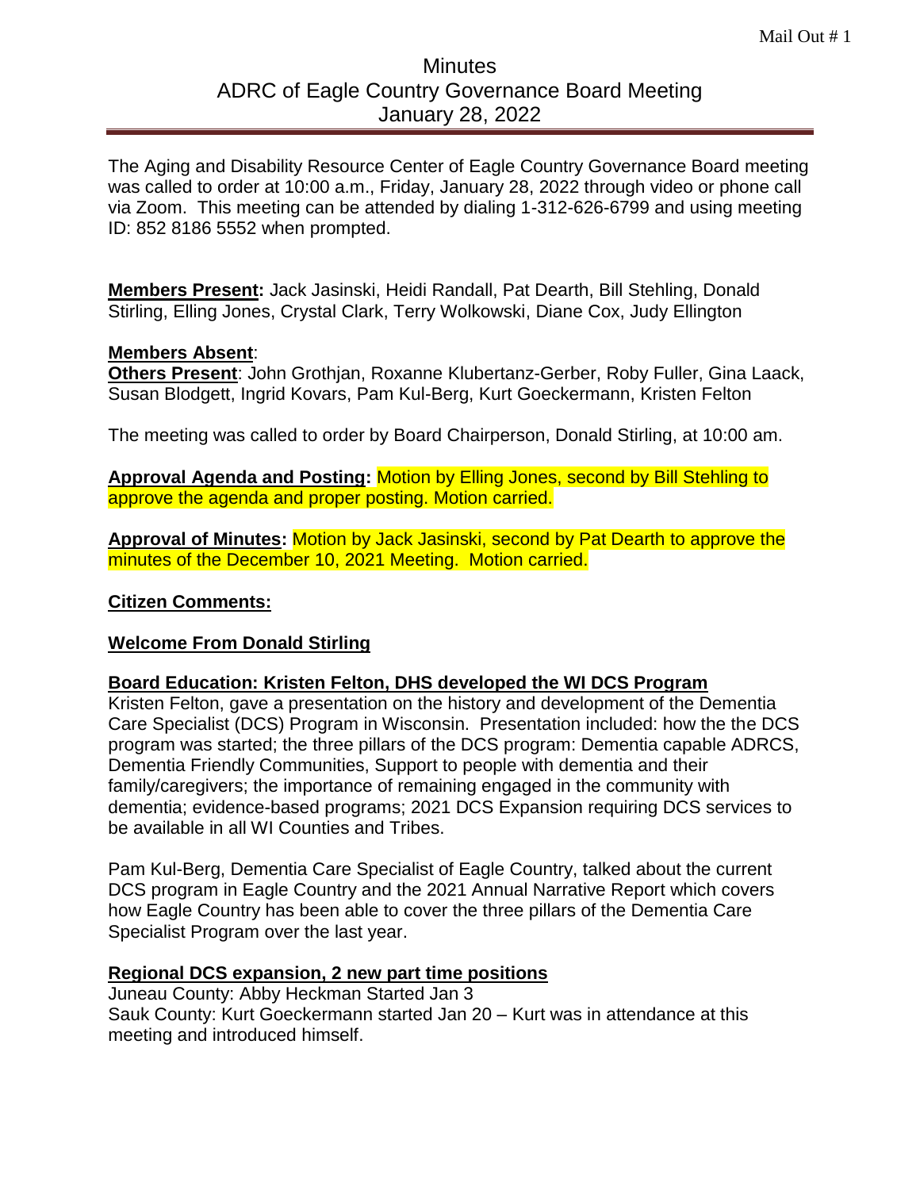Mail Out # 1

# Minutes
## ADRC of Eagle Country Governance Board Meeting
## January 28, 2022

The Aging and Disability Resource Center of Eagle Country Governance Board meeting was called to order at 10:00 a.m., Friday, January 28, 2022 through video or phone call via Zoom. This meeting can be attended by dialing 1-312-626-6799 and using meeting ID: 852 8186 5552 when prompted.

**Members Present:** Jack Jasinski, Heidi Randall, Pat Dearth, Bill Stehling, Donald Stirling, Elling Jones, Crystal Clark, Terry Wolkowski, Diane Cox, Judy Ellington

**Members Absent**:

**Others Present**: John Grothjan, Roxanne Klubertanz-Gerber, Roby Fuller, Gina Laack, Susan Blodgett, Ingrid Kovars, Pam Kul-Berg, Kurt Goeckermann, Kristen Felton

The meeting was called to order by Board Chairperson, Donald Stirling, at 10:00 am.

**Approval Agenda and Posting:** Motion by Elling Jones, second by Bill Stehling to approve the agenda and proper posting. Motion carried.

**Approval of Minutes:** Motion by Jack Jasinski, second by Pat Dearth to approve the minutes of the December 10, 2021 Meeting. Motion carried.

**Citizen Comments:**

**Welcome From Donald Stirling**

**Board Education: Kristen Felton, DHS developed the WI DCS Program**

Kristen Felton, gave a presentation on the history and development of the Dementia Care Specialist (DCS) Program in Wisconsin. Presentation included: how the the DCS program was started; the three pillars of the DCS program: Dementia capable ADRCS, Dementia Friendly Communities, Support to people with dementia and their family/caregivers; the importance of remaining engaged in the community with dementia; evidence-based programs; 2021 DCS Expansion requiring DCS services to be available in all WI Counties and Tribes.

Pam Kul-Berg, Dementia Care Specialist of Eagle Country, talked about the current DCS program in Eagle Country and the 2021 Annual Narrative Report which covers how Eagle Country has been able to cover the three pillars of the Dementia Care Specialist Program over the last year.

**Regional DCS expansion, 2 new part time positions**

Juneau County: Abby Heckman Started Jan 3
Sauk County: Kurt Goeckermann started Jan 20 – Kurt was in attendance at this meeting and introduced himself.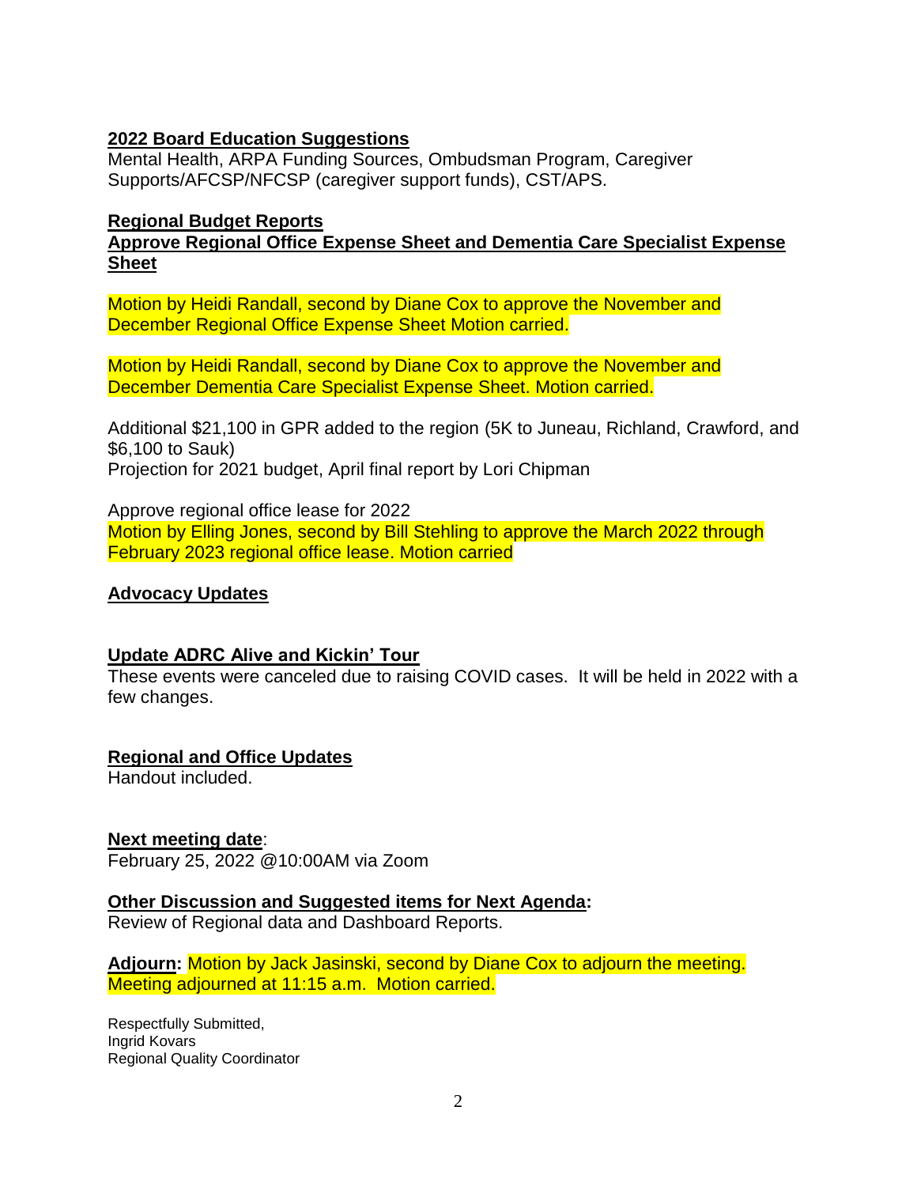**2022 Board Education Suggestions**
Mental Health, ARPA Funding Sources, Ombudsman Program, Caregiver Supports/AFCSP/NFCSP (caregiver support funds), CST/APS.

**Regional Budget Reports**
**Approve Regional Office Expense Sheet and Dementia Care Specialist Expense Sheet**

Motion by Heidi Randall, second by Diane Cox to approve the November and December Regional Office Expense Sheet Motion carried.

Motion by Heidi Randall, second by Diane Cox to approve the November and December Dementia Care Specialist Expense Sheet. Motion carried.

Additional $21,100 in GPR added to the region (5K to Juneau, Richland, Crawford, and $6,100 to Sauk)
Projection for 2021 budget, April final report by Lori Chipman

Approve regional office lease for 2022
Motion by Elling Jones, second by Bill Stehling to approve the March 2022 through February 2023 regional office lease. Motion carried

**Advocacy Updates**

**Update ADRC Alive and Kickin' Tour**
These events were canceled due to raising COVID cases. It will be held in 2022 with a few changes.

**Regional and Office Updates**
Handout included.

**Next meeting date**:
February 25, 2022 @10:00AM via Zoom

**Other Discussion and Suggested items for Next Agenda:**
Review of Regional data and Dashboard Reports.

**Adjourn:** Motion by Jack Jasinski, second by Diane Cox to adjourn the meeting. Meeting adjourned at 11:15 a.m. Motion carried.

Respectfully Submitted,
Ingrid Kovars
Regional Quality Coordinator